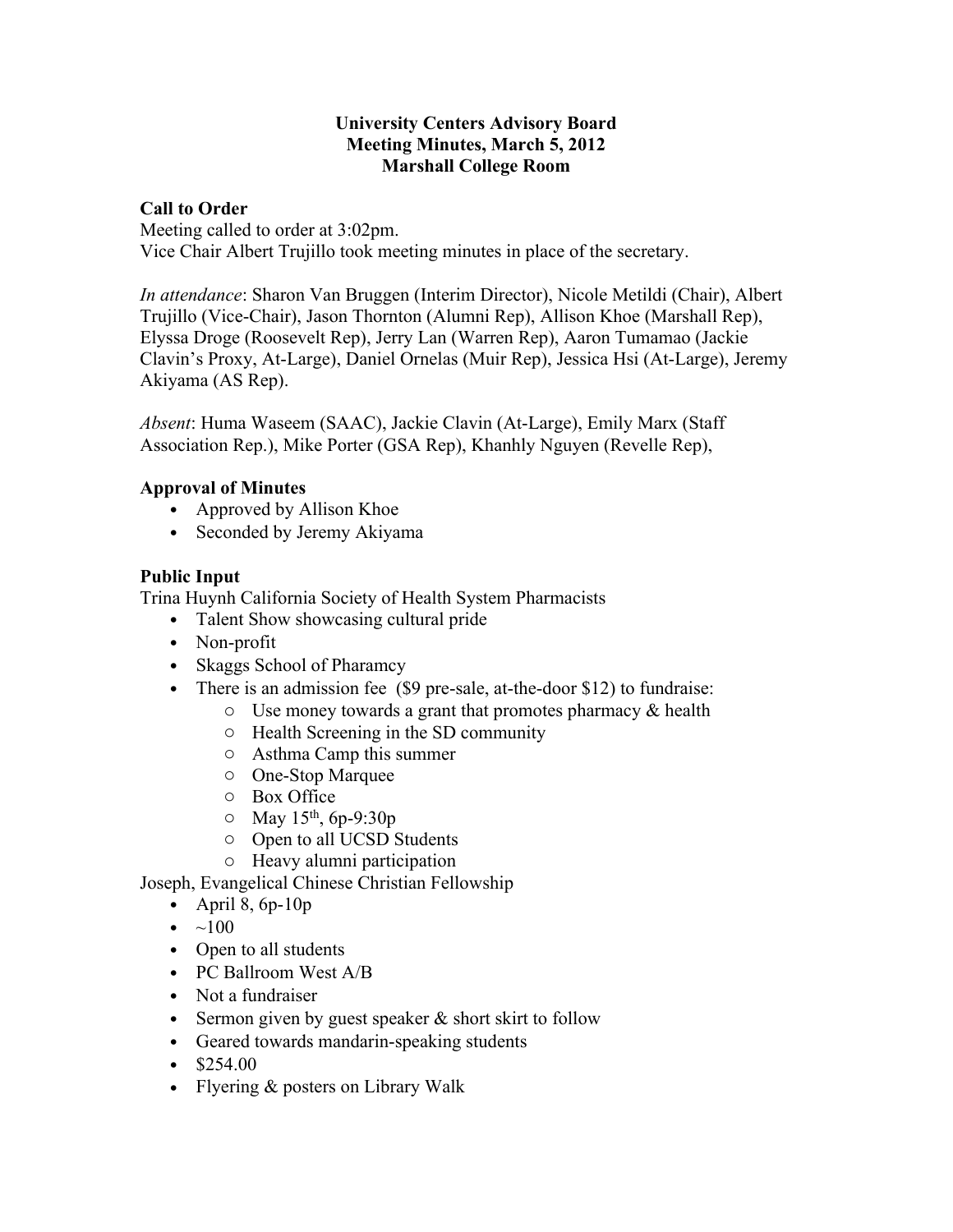**University Centers Advisory Board**
**Meeting Minutes, March 5, 2012**
**Marshall College Room**

## Call to Order

Meeting called to order at 3:02pm.
Vice Chair Albert Trujillo took meeting minutes in place of the secretary.

*In attendance*: Sharon Van Bruggen (Interim Director), Nicole Metildi (Chair), Albert Trujillo (Vice-Chair), Jason Thornton (Alumni Rep), Allison Khoe (Marshall Rep), Elyssa Droge (Roosevelt Rep), Jerry Lan (Warren Rep), Aaron Tumamao (Jackie Clavin's Proxy, At-Large), Daniel Ornelas (Muir Rep), Jessica Hsi (At-Large), Jeremy Akiyama (AS Rep).

*Absent*: Huma Waseem (SAAC), Jackie Clavin (At-Large), Emily Marx (Staff Association Rep.), Mike Porter (GSA Rep), Khanhly Nguyen (Revelle Rep),

## Approval of Minutes

- Approved by Allison Khoe
- Seconded by Jeremy Akiyama

## Public Input

Trina Huynh California Society of Health System Pharmacists

- Talent Show showcasing cultural pride
- Non-profit
- Skaggs School of Pharamcy
- There is an admission fee ($9 pre-sale, at-the-door $12) to fundraise:
  - Use money towards a grant that promotes pharmacy & health
  - Health Screening in the SD community
  - Asthma Camp this summer
  - One-Stop Marquee
  - Box Office
  - May 15th, 6p-9:30p
  - Open to all UCSD Students
  - Heavy alumni participation

Joseph, Evangelical Chinese Christian Fellowship

- April 8, 6p-10p
- ~100
- Open to all students
- PC Ballroom West A/B
- Not a fundraiser
- Sermon given by guest speaker & short skirt to follow
- Geared towards mandarin-speaking students
- $254.00
- Flyering & posters on Library Walk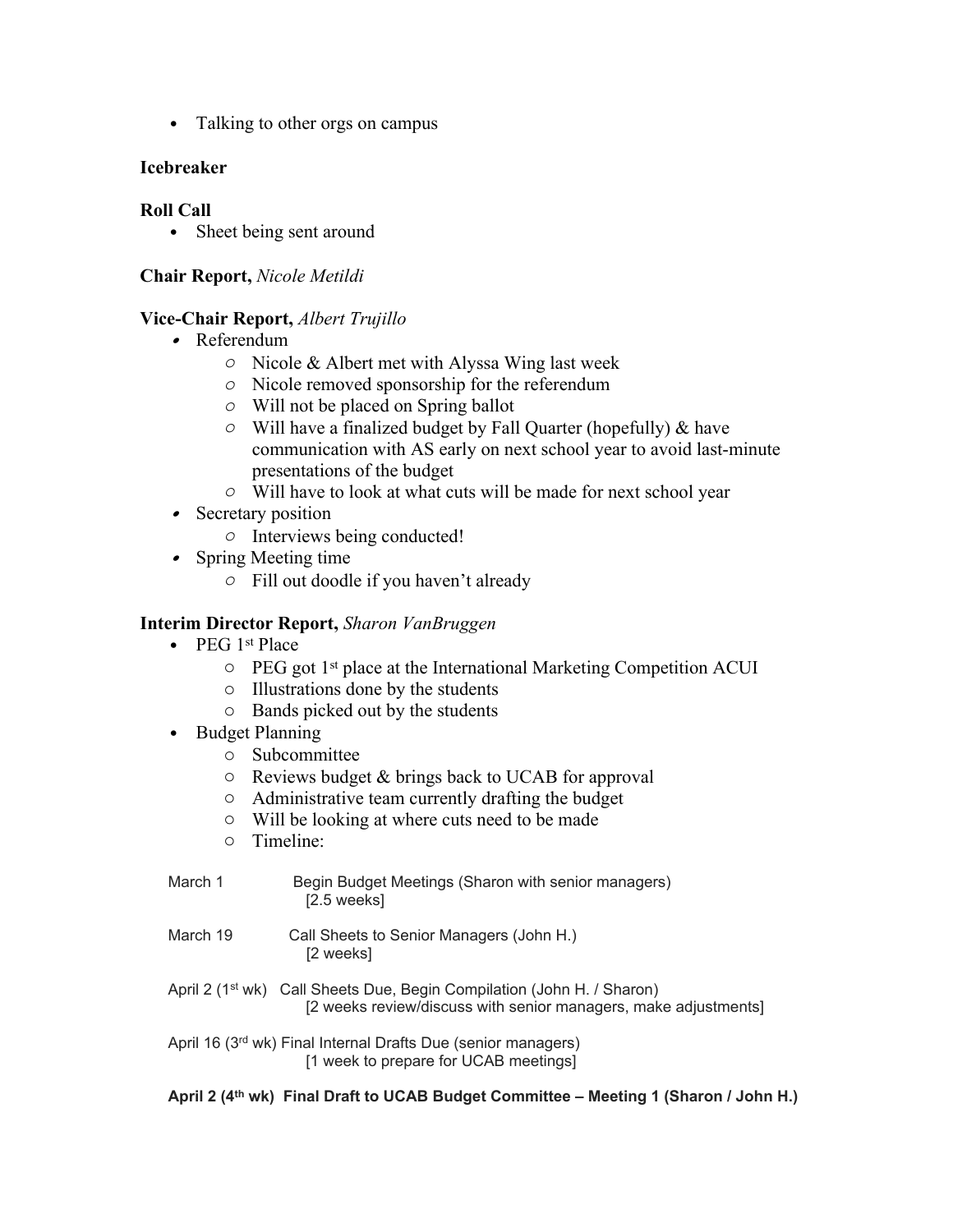- Talking to other orgs on campus

**Icebreaker**

**Roll Call**

- Sheet being sent around

**Chair Report,** *Nicole Metildi*

**Vice-Chair Report,** *Albert Trujillo*

- Referendum
  - Nicole & Albert met with Alyssa Wing last week
  - Nicole removed sponsorship for the referendum
  - Will not be placed on Spring ballot
  - Will have a finalized budget by Fall Quarter (hopefully) & have communication with AS early on next school year to avoid last-minute presentations of the budget
  - Will have to look at what cuts will be made for next school year
- Secretary position
  - Interviews being conducted!
- Spring Meeting time
  - Fill out doodle if you haven't already

**Interim Director Report,** *Sharon VanBruggen*

- PEG 1st Place
  - PEG got 1st place at the International Marketing Competition ACUI
  - Illustrations done by the students
  - Bands picked out by the students
- Budget Planning
  - Subcommittee
  - Reviews budget & brings back to UCAB for approval
  - Administrative team currently drafting the budget
  - Will be looking at where cuts need to be made
  - Timeline:

March 1 Begin Budget Meetings (Sharon with senior managers)
[2.5 weeks]

March 19 Call Sheets to Senior Managers (John H.)
[2 weeks]

April 2 (1st wk) Call Sheets Due, Begin Compilation (John H. / Sharon)
[2 weeks review/discuss with senior managers, make adjustments]

April 16 (3rd wk) Final Internal Drafts Due (senior managers)
[1 week to prepare for UCAB meetings]

**April 2 (4th wk) Final Draft to UCAB Budget Committee – Meeting 1 (Sharon / John H.)**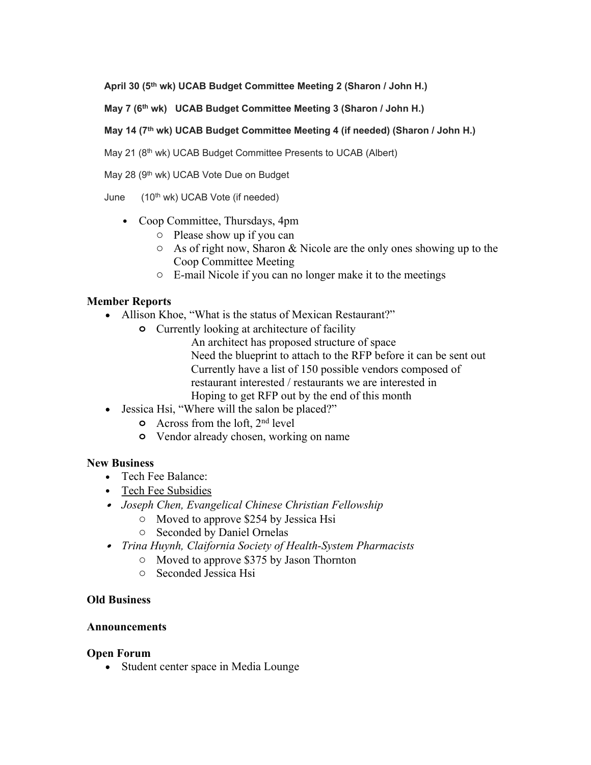**April 30 (5th wk) UCAB Budget Committee Meeting 2 (Sharon / John H.)**

**May 7 (6th wk) UCAB Budget Committee Meeting 3 (Sharon / John H.)**

**May 14 (7th wk) UCAB Budget Committee Meeting 4 (if needed) (Sharon / John H.)**

May 21 (8th wk) UCAB Budget Committee Presents to UCAB (Albert)

May 28 (9th wk) UCAB Vote Due on Budget

June (10th wk) UCAB Vote (if needed)

- Coop Committee, Thursdays, 4pm
  - Please show up if you can
  - As of right now, Sharon & Nicole are the only ones showing up to the Coop Committee Meeting
  - E-mail Nicole if you can no longer make it to the meetings

## Member Reports

- Allison Khoe, "What is the status of Mexican Restaurant?"
  - Currently looking at architecture of facility
    - An architect has proposed structure of space
    - Need the blueprint to attach to the RFP before it can be sent out
    - Currently have a list of 150 possible vendors composed of restaurant interested / restaurants we are interested in
    - Hoping to get RFP out by the end of this month
- Jessica Hsi, "Where will the salon be placed?"
  - Across from the loft, 2nd level
  - Vendor already chosen, working on name

## New Business

- Tech Fee Balance:
- Tech Fee Subsidies
- *Joseph Chen, Evangelical Chinese Christian Fellowship*
  - Moved to approve $254 by Jessica Hsi
  - Seconded by Daniel Ornelas
- *Trina Huynh, Claifornia Society of Health-System Pharmacists*
  - Moved to approve $375 by Jason Thornton
  - Seconded Jessica Hsi

## Old Business

## Announcements

## Open Forum

- Student center space in Media Lounge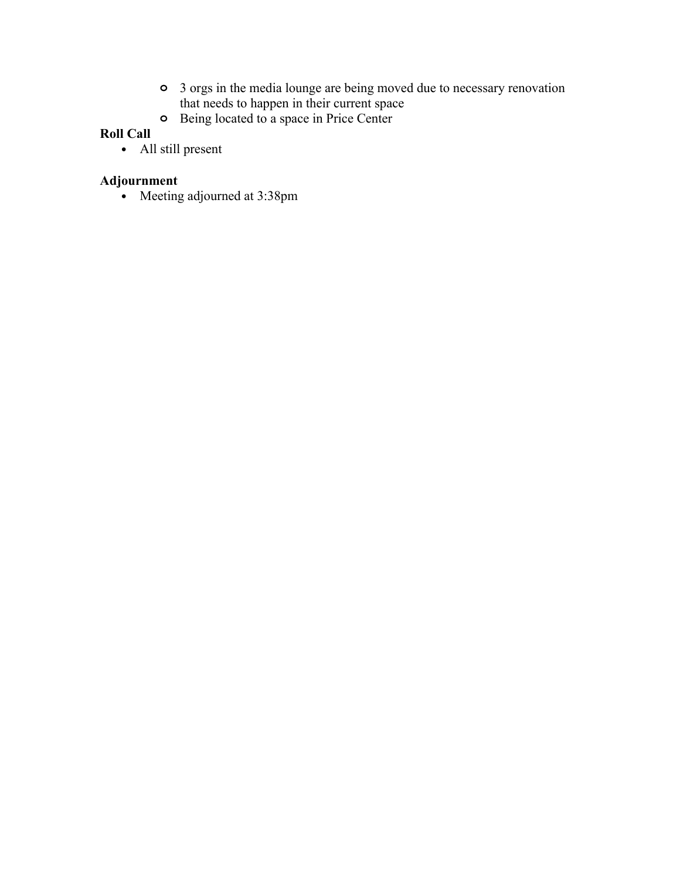- 3 orgs in the media lounge are being moved due to necessary renovation that needs to happen in their current space
    - Being located to a space in Price Center

**Roll Call**

- All still present

**Adjournment**

- Meeting adjourned at 3:38pm